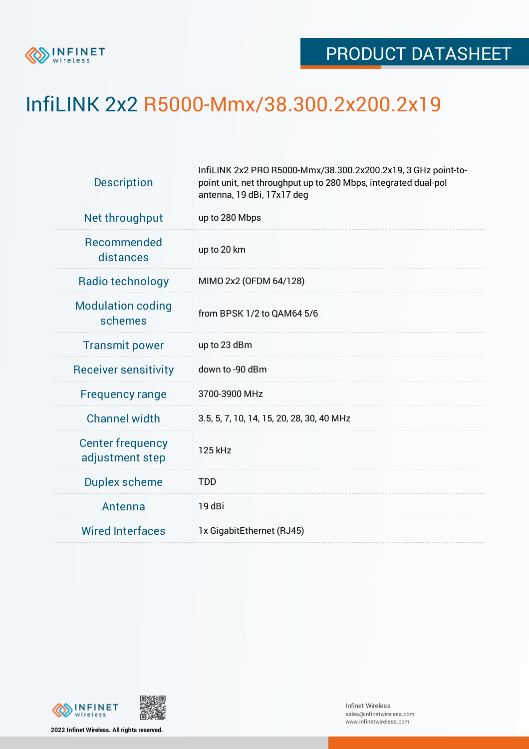PRODUCT DATASHEET

# InfiLINK 2x2 R5000-Mmx/38.300.2x200.2x19

| | |
|---|---|
| Description | InfiLINK 2x2 PRO R5000-Mmx/38.300.2x200.2x19, 3 GHz point-to-point unit, net throughput up to 280 Mbps, integrated dual-pol antenna, 19 dBi, 17x17 deg |
| Net throughput | up to 280 Mbps |
| Recommended distances | up to 20 km |
| Radio technology | MIMO 2x2 (OFDM 64/128) |
| Modulation coding schemes | from BPSK 1/2 to QAM64 5/6 |
| Transmit power | up to 23 dBm |
| Receiver sensitivity | down to -90 dBm |
| Frequency range | 3700-3900 MHz |
| Channel width | 3.5, 5, 7, 10, 14, 15, 20, 28, 30, 40 MHz |
| Center frequency adjustment step | 125 kHz |
| Duplex scheme | TDD |
| Antenna | 19 dBi |
| Wired Interfaces | 1x GigabitEthernet (RJ45) |

2022 Infinet Wireless. All rights reserved.

Infinet Wireless
sales@infinetwireless.com
www.infinetwireless.com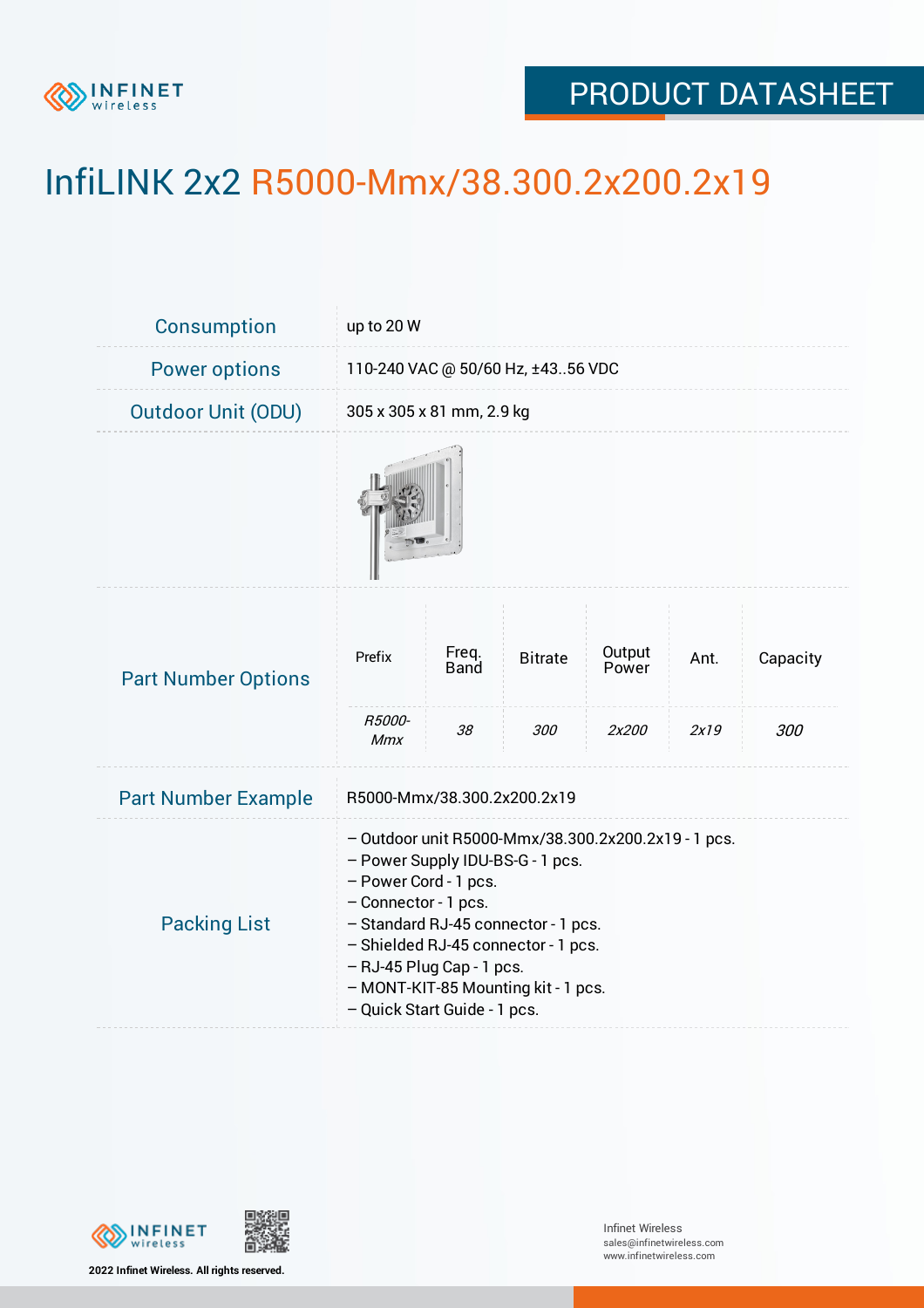# InfiLINK 2x2 R5000-Mmx/38.300.2x200.2x19

| | |
|---|---|
| Consumption | up to 20 W |
| Power options | 110-240 VAC @ 50/60 Hz, ±43..56 VDC |
| Outdoor Unit (ODU) | 305 x 305 x 81 mm, 2.9 kg |

**Part Number Options**

| Prefix | Freq. Band | Bitrate | Output Power | Ant. | Capacity |
|---|---|---|---|---|---|
| *R5000-Mmx* | *38* | *300* | *2x200* | *2x19* | *300* |

| | |
|---|---|
| Part Number Example | R5000-Mmx/38.300.2x200.2x19 |

**Packing List**

- Outdoor unit R5000-Mmx/38.300.2x200.2x19 - 1 pcs.
- Power Supply IDU-BS-G - 1 pcs.
- Power Cord - 1 pcs.
- Connector - 1 pcs.
- Standard RJ-45 connector - 1 pcs.
- Shielded RJ-45 connector - 1 pcs.
- RJ-45 Plug Cap - 1 pcs.
- MONT-KIT-85 Mounting kit - 1 pcs.
- Quick Start Guide - 1 pcs.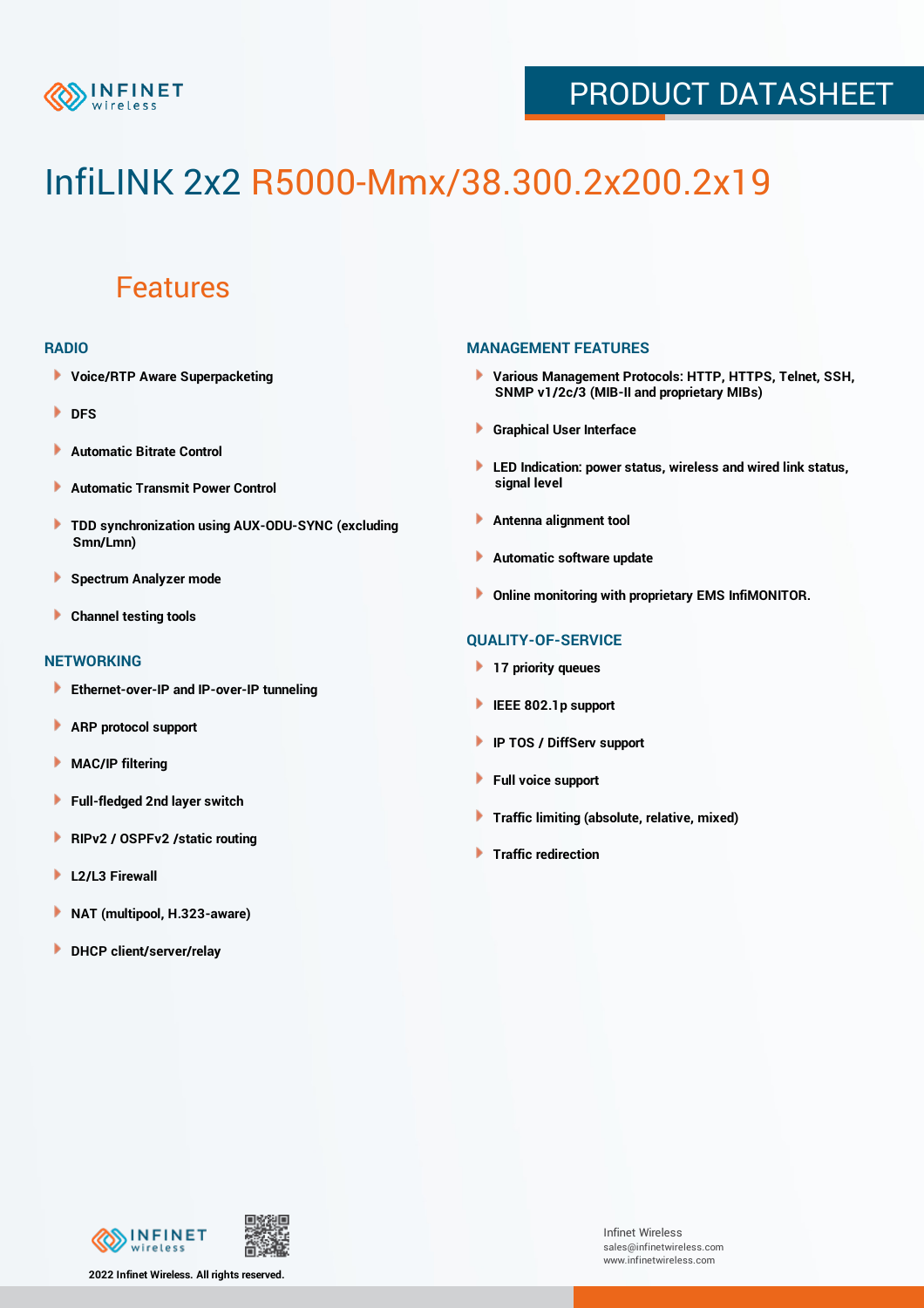# InfiLINK 2x2 R5000-Mmx/38.300.2x200.2x19

## Features

### RADIO

- Voice/RTP Aware Superpacketing
- DFS
- Automatic Bitrate Control
- Automatic Transmit Power Control
- TDD synchronization using AUX-ODU-SYNC (excluding Smn/Lmn)
- Spectrum Analyzer mode
- Channel testing tools

### NETWORKING

- Ethernet-over-IP and IP-over-IP tunneling
- ARP protocol support
- MAC/IP filtering
- Full-fledged 2nd layer switch
- RIPv2 / OSPFv2 /static routing
- L2/L3 Firewall
- NAT (multipool, H.323-aware)
- DHCP client/server/relay

### MANAGEMENT FEATURES

- Various Management Protocols: HTTP, HTTPS, Telnet, SSH, SNMP v1/2c/3 (MIB-II and proprietary MIBs)
- Graphical User Interface
- LED Indication: power status, wireless and wired link status, signal level
- Antenna alignment tool
- Automatic software update
- Online monitoring with proprietary EMS InfiMONITOR.

### QUALITY-OF-SERVICE

- 17 priority queues
- IEEE 802.1p support
- IP TOS / DiffServ support
- Full voice support
- Traffic limiting (absolute, relative, mixed)
- Traffic redirection

2022 Infinet Wireless. All rights reserved.

Infinet Wireless
sales@infinetwireless.com
www.infinetwireless.com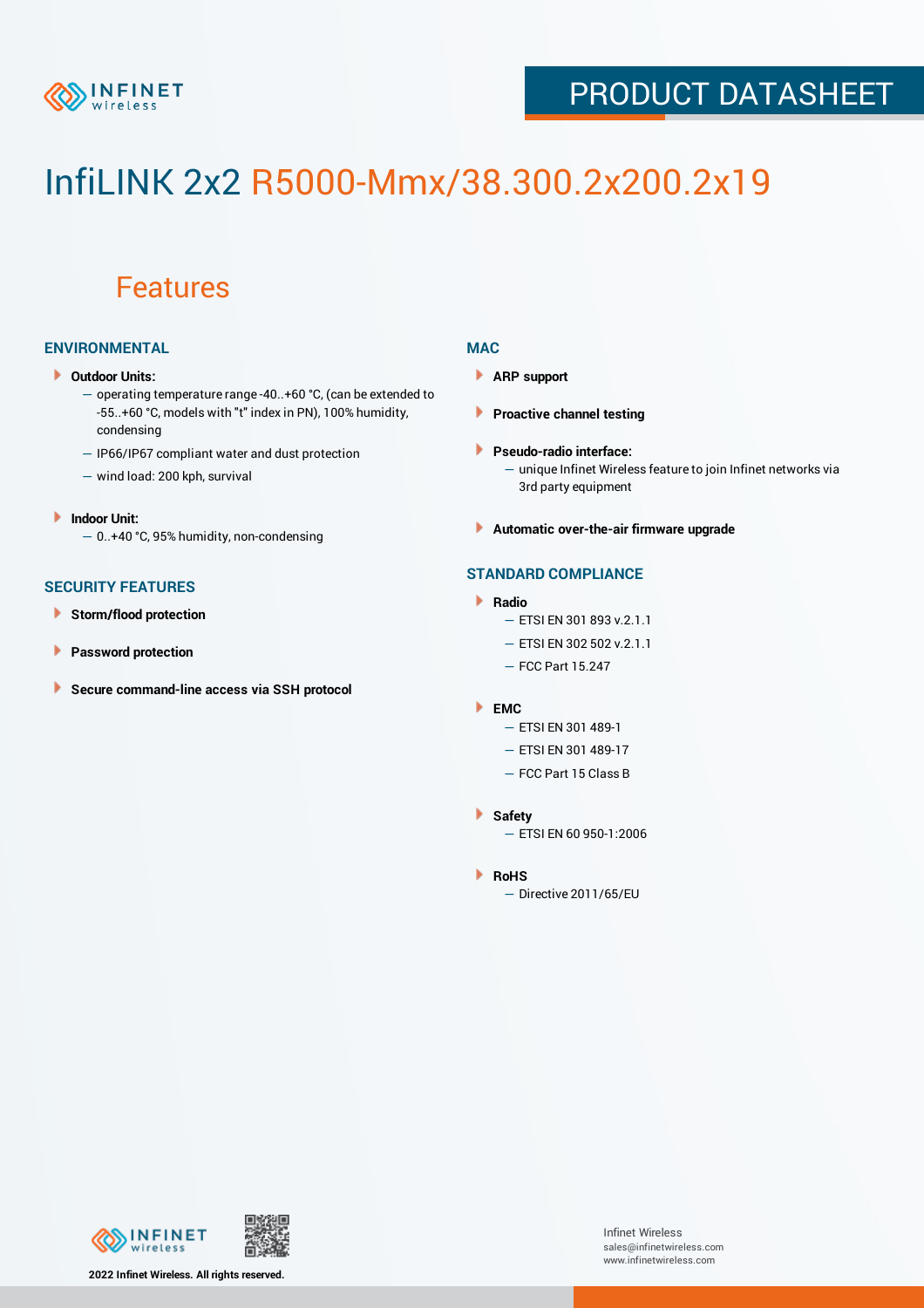# InfiLINK 2x2 R5000-Mmx/38.300.2x200.2x19

## Features

### ENVIRONMENTAL

- **Outdoor Units:**
  - operating temperature range -40..+60 °C, (can be extended to -55..+60 °C, models with "t" index in PN), 100% humidity, condensing
  - IP66/IP67 compliant water and dust protection
  - wind load: 200 kph, survival
- **Indoor Unit:**
  - 0..+40 °C, 95% humidity, non-condensing

### SECURITY FEATURES

- **Storm/flood protection**
- **Password protection**
- **Secure command-line access via SSH protocol**

### MAC

- **ARP support**
- **Proactive channel testing**
- **Pseudo-radio interface:**
  - unique Infinet Wireless feature to join Infinet networks via 3rd party equipment
- **Automatic over-the-air firmware upgrade**

### STANDARD COMPLIANCE

- **Radio**
  - ETSI EN 301 893 v.2.1.1
  - ETSI EN 302 502 v.2.1.1
  - FCC Part 15.247
- **EMC**
  - ETSI EN 301 489-1
  - ETSI EN 301 489-17
  - FCC Part 15 Class B
- **Safety**
  - ETSI EN 60 950-1:2006
- **RoHS**
  - Directive 2011/65/EU

2022 Infinet Wireless. All rights reserved.

Infinet Wireless
sales@infinetwireless.com
www.infinetwireless.com